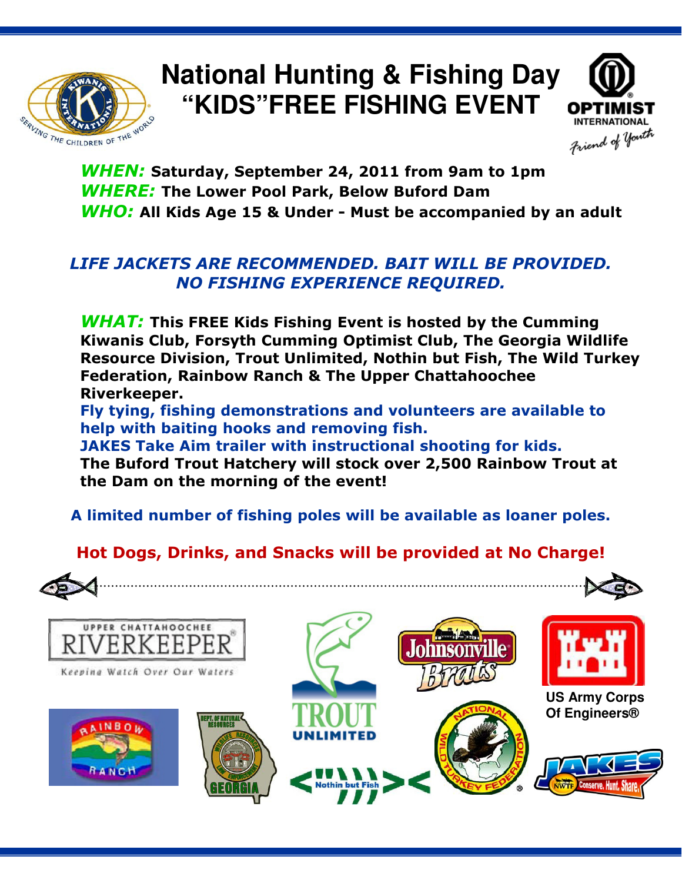# National Hunting & Fishing Day "KIDS" FREE FISHING EVENT

***WHEN:*** **Saturday, September 24, 2011 from 9am to 1pm**
***WHERE:*** **The Lower Pool Park, Below Buford Dam**
***WHO:*** **All Kids Age 15 & Under - Must be accompanied by an adult**

***LIFE JACKETS ARE RECOMMENDED. BAIT WILL BE PROVIDED. NO FISHING EXPERIENCE REQUIRED.***

***WHAT:*** **This FREE Kids Fishing Event is hosted by the Cumming Kiwanis Club, Forsyth Cumming Optimist Club, The Georgia Wildlife Resource Division, Trout Unlimited, Nothin but Fish, The Wild Turkey Federation, Rainbow Ranch & The Upper Chattahoochee Riverkeeper.**

**Fly tying, fishing demonstrations and volunteers are available to help with baiting hooks and removing fish.**

**JAKES Take Aim trailer with instructional shooting for kids.**

**The Buford Trout Hatchery will stock over 2,500 Rainbow Trout at the Dam on the morning of the event!**

**A limited number of fishing poles will be available as loaner poles.**

**Hot Dogs, Drinks, and Snacks will be provided at No Charge!**

UPPER CHATTAHOOCHEE RIVERKEEPER® – Keeping Watch Over Our Waters

TROUT UNLIMITED

Johnsonville Brats

US Army Corps Of Engineers®

Rainbow Ranch

Georgia Dept. of Natural Resources – Wildlife Resources – Law Enforcement

Nothin but Fish

National Wild Turkey Federation®

JAKES – NWTF – Conserve. Hunt. Share.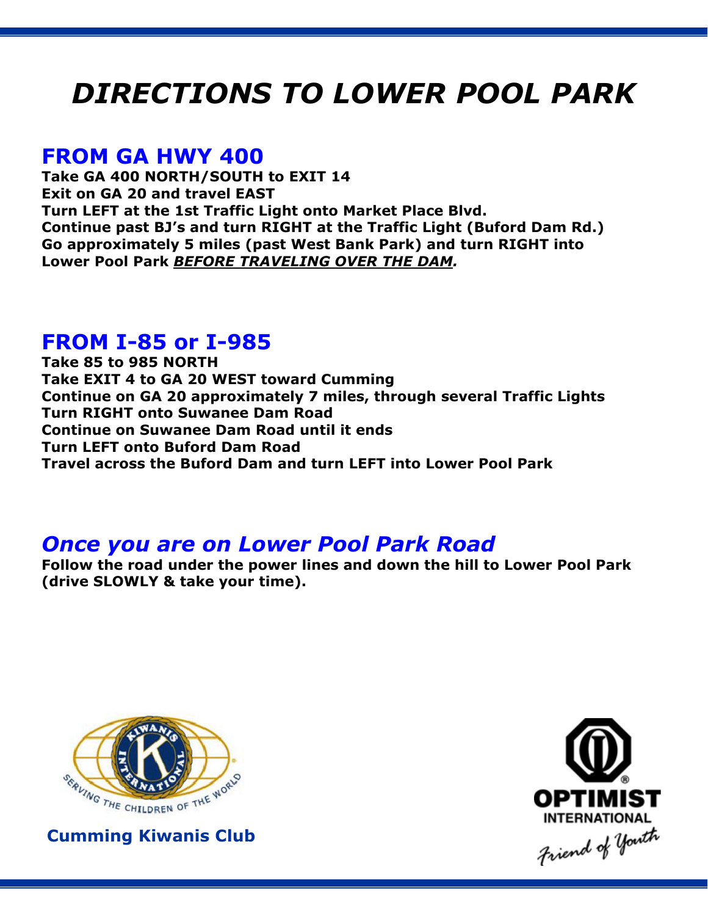# *DIRECTIONS TO LOWER POOL PARK*

## FROM GA HWY 400

**Take GA 400 NORTH/SOUTH to EXIT 14**
**Exit on GA 20 and travel EAST**
**Turn LEFT at the 1st Traffic Light onto Market Place Blvd.**
**Continue past BJ's and turn RIGHT at the Traffic Light (Buford Dam Rd.)**
**Go approximately 5 miles (past West Bank Park) and turn RIGHT into Lower Pool Park *BEFORE TRAVELING OVER THE DAM*.**

## FROM I-85 or I-985

**Take 85 to 985 NORTH**
**Take EXIT 4 to GA 20 WEST toward Cumming**
**Continue on GA 20 approximately 7 miles, through several Traffic Lights**
**Turn RIGHT onto Suwanee Dam Road**
**Continue on Suwanee Dam Road until it ends**
**Turn LEFT onto Buford Dam Road**
**Travel across the Buford Dam and turn LEFT into Lower Pool Park**

## *Once you are on Lower Pool Park Road*

**Follow the road under the power lines and down the hill to Lower Pool Park (drive SLOWLY & take your time).**

KIWANIS INTERNATIONAL
SERVING THE CHILDREN OF THE WORLD

**Cumming Kiwanis Club**

OPTIMIST INTERNATIONAL
Friend of Youth